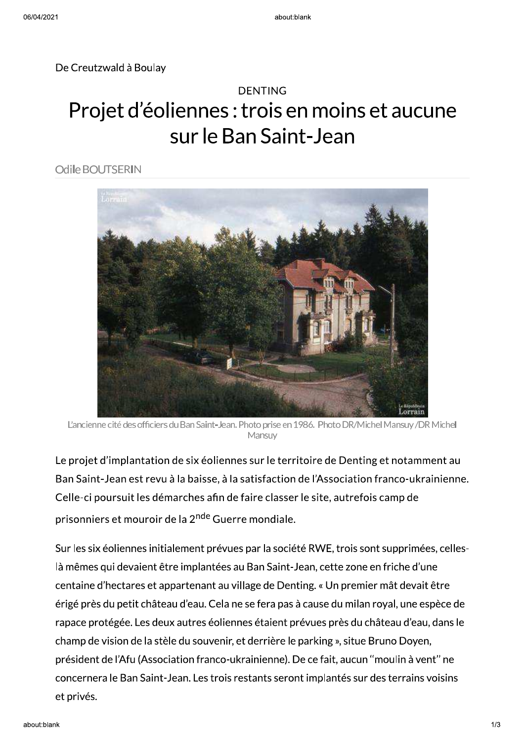De Creutzwald à Boulay

DENTING

# Projet d'éoliennes : trois en moins et aucune sur le Ban Saint-Jean

Odile BOUTSERIN

L'ancienne cité des officiers du Ban Saint-Jean. Photo prise en 1986. Photo DR/Michel Mansuy /DR Michel Mansuy

Le projet d'implantation de six éoliennes sur le territoire de Denting et notamment au Ban Saint-Jean est revu à la baisse, à la satisfaction de l'Association franco-ukrainienne. Celle-ci poursuit les démarches afin de faire classer le site, autrefois camp de prisonniers et mouroir de la 2^nde^ Guerre mondiale.

Sur les six éoliennes initialement prévues par la société RWE, trois sont supprimées, celles-là mêmes qui devaient être implantées au Ban Saint-Jean, cette zone en friche d'une centaine d'hectares et appartenant au village de Denting. « Un premier mât devait être érigé près du petit château d'eau. Cela ne se fera pas à cause du milan royal, une espèce de rapace protégée. Les deux autres éoliennes étaient prévues près du château d'eau, dans le champ de vision de la stèle du souvenir, et derrière le parking », situe Bruno Doyen, président de l'Afu (Association franco-ukrainienne). De ce fait, aucun "moulin à vent" ne concernera le Ban Saint-Jean. Les trois restants seront implantés sur des terrains voisins et privés.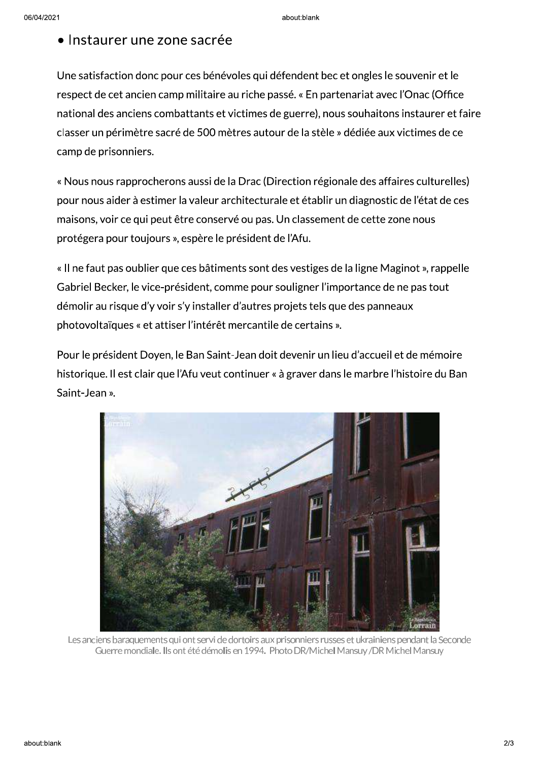## • Instaurer une zone sacrée

Une satisfaction donc pour ces bénévoles qui défendent bec et ongles le souvenir et le respect de cet ancien camp militaire au riche passé. « En partenariat avec l'Onac (Office national des anciens combattants et victimes de guerre), nous souhaitons instaurer et faire classer un périmètre sacré de 500 mètres autour de la stèle » dédiée aux victimes de ce camp de prisonniers.

« Nous nous rapprocherons aussi de la Drac (Direction régionale des affaires culturelles) pour nous aider à estimer la valeur architecturale et établir un diagnostic de l'état de ces maisons, voir ce qui peut être conservé ou pas. Un classement de cette zone nous protégera pour toujours », espère le président de l'Afu.

« Il ne faut pas oublier que ces bâtiments sont des vestiges de la ligne Maginot », rappelle Gabriel Becker, le vice-président, comme pour souligner l'importance de ne pas tout démolir au risque d'y voir s'y installer d'autres projets tels que des panneaux photovoltaïques « et attiser l'intérêt mercantile de certains ».

Pour le président Doyen, le Ban Saint-Jean doit devenir un lieu d'accueil et de mémoire historique. Il est clair que l'Afu veut continuer « à graver dans le marbre l'histoire du Ban Saint-Jean ».

Les anciens baraquements qui ont servi de dortoirs aux prisonniers russes et ukrainiens pendant la Seconde Guerre mondiale. Ils ont été démolis en 1994. Photo DR/Michel Mansuy /DR Michel Mansuy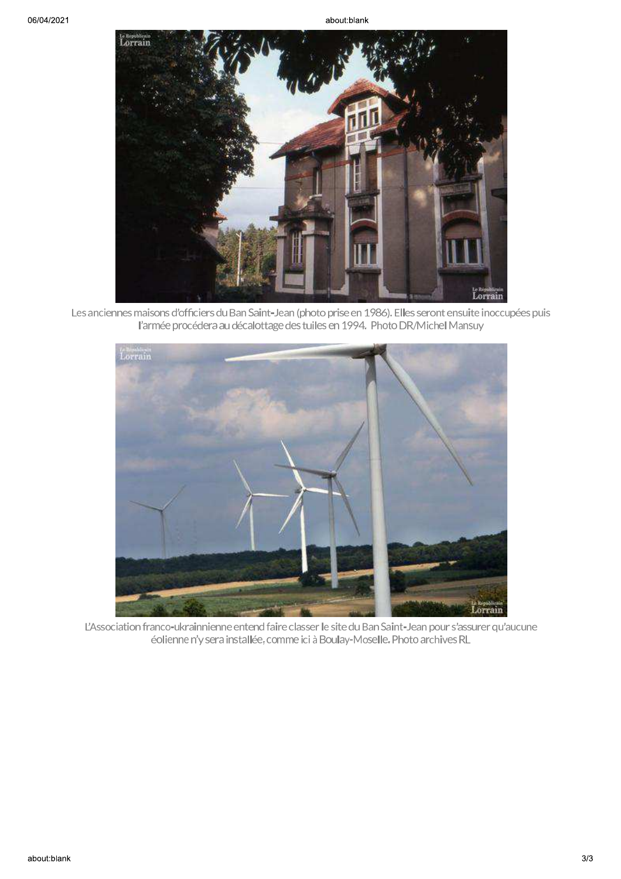Les anciennes maisons d'officiers du Ban Saint-Jean (photo prise en 1986). Elles seront ensuite inoccupées puis l'armée procédera au décalottage des tuiles en 1994. Photo DR/Michel Mansuy

L'Association franco-ukrainnienne entend faire classer le site du Ban Saint-Jean pour s'assurer qu'aucune éolienne n'y sera installée, comme ici à Boulay-Moselle. Photo archives RL